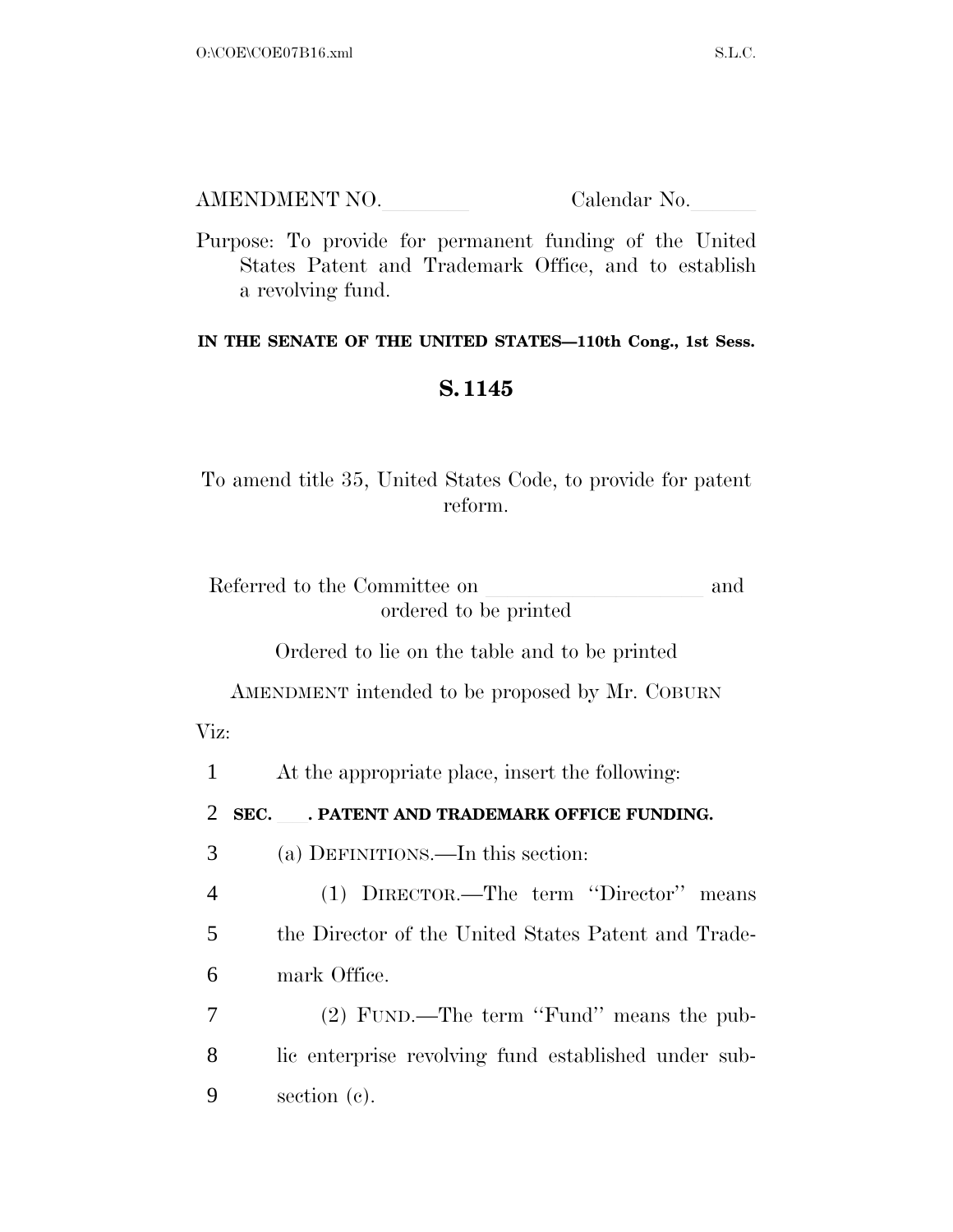AMENDMENT NO.________ Calendar No.______

Purpose: To provide for permanent funding of the United States Patent and Trademark Office, and to establish a revolving fund.

**IN THE SENATE OF THE UNITED STATES—110th Cong., 1st Sess.**

## S. 1145

To amend title 35, United States Code, to provide for patent reform.

Referred to the Committee on ____________________ and ordered to be printed

Ordered to lie on the table and to be printed

AMENDMENT intended to be proposed by Mr. COBURN

Viz:

1 At the appropriate place, insert the following:

2 **SEC. \_\_\_. PATENT AND TRADEMARK OFFICE FUNDING.**

3 (a) DEFINITIONS.—In this section:

4 (1) DIRECTOR.—The term ''Director'' means
5 the Director of the United States Patent and Trade-
6 mark Office.

7 (2) FUND.—The term ''Fund'' means the pub-
8 lic enterprise revolving fund established under sub-
9 section (c).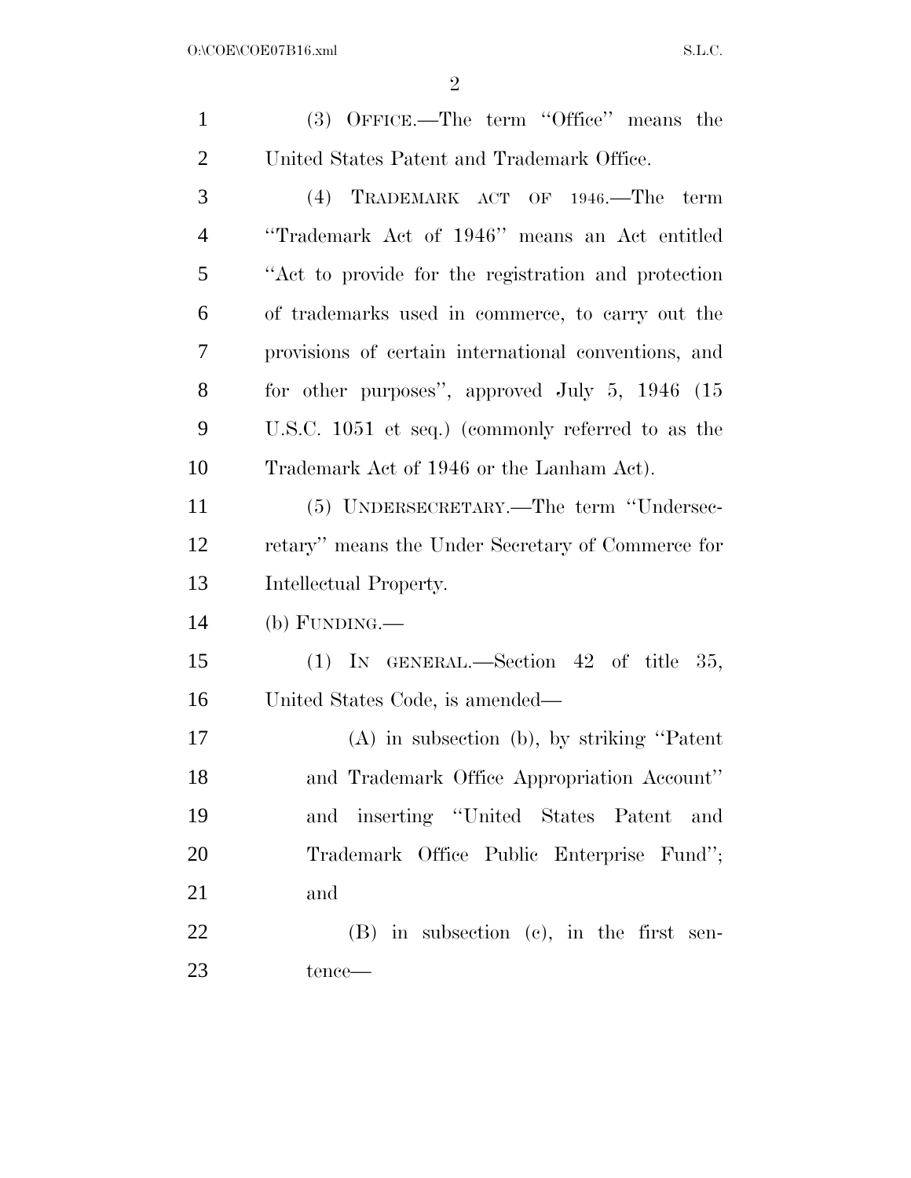(3) OFFICE.—The term ''Office'' means the United States Patent and Trademark Office.

(4) TRADEMARK ACT OF 1946.—The term ''Trademark Act of 1946'' means an Act entitled ''Act to provide for the registration and protection of trademarks used in commerce, to carry out the provisions of certain international conventions, and for other purposes'', approved July 5, 1946 (15 U.S.C. 1051 et seq.) (commonly referred to as the Trademark Act of 1946 or the Lanham Act).

(5) UNDERSECRETARY.—The term ''Undersecretary'' means the Under Secretary of Commerce for Intellectual Property.

(b) FUNDING.—

(1) IN GENERAL.—Section 42 of title 35, United States Code, is amended—

(A) in subsection (b), by striking ''Patent and Trademark Office Appropriation Account'' and inserting ''United States Patent and Trademark Office Public Enterprise Fund''; and

(B) in subsection (c), in the first sentence—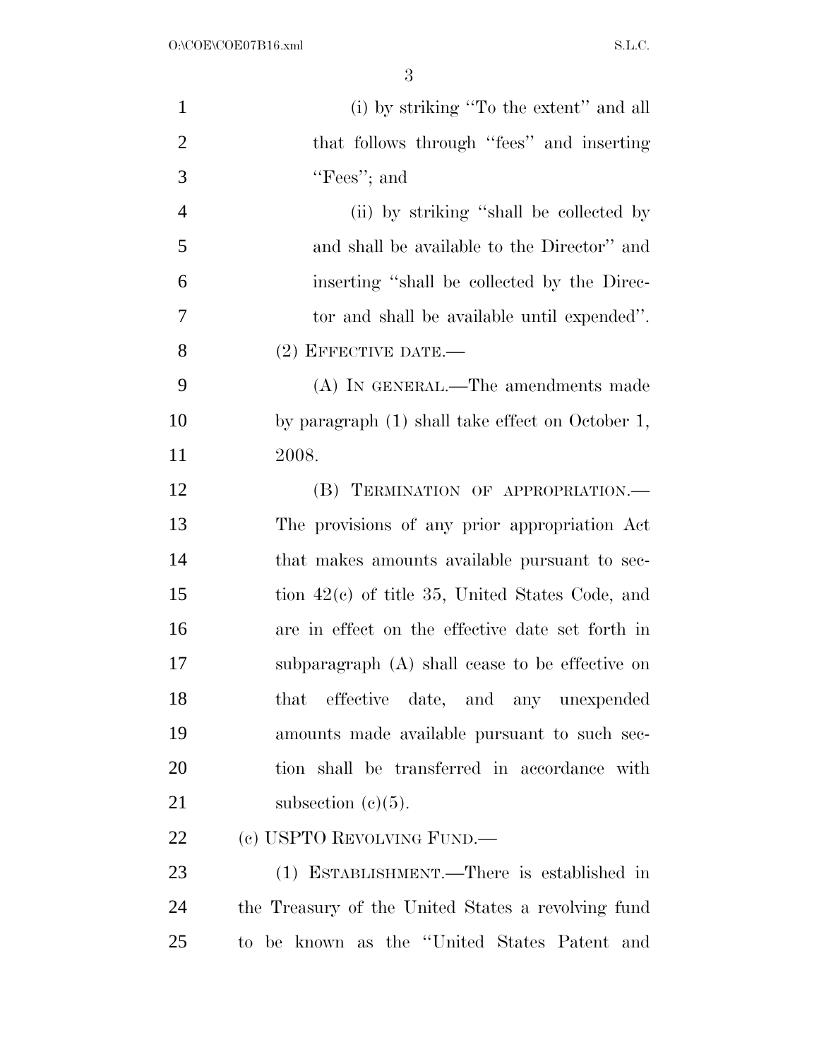(i) by striking "To the extent" and all that follows through "fees" and inserting "Fees"; and

(ii) by striking "shall be collected by and shall be available to the Director" and inserting "shall be collected by the Director and shall be available until expended".

(2) EFFECTIVE DATE.—

(A) IN GENERAL.—The amendments made by paragraph (1) shall take effect on October 1, 2008.

(B) TERMINATION OF APPROPRIATION.— The provisions of any prior appropriation Act that makes amounts available pursuant to section 42(c) of title 35, United States Code, and are in effect on the effective date set forth in subparagraph (A) shall cease to be effective on that effective date, and any unexpended amounts made available pursuant to such section shall be transferred in accordance with subsection (c)(5).

(c) USPTO REVOLVING FUND.—

(1) ESTABLISHMENT.—There is established in the Treasury of the United States a revolving fund to be known as the "United States Patent and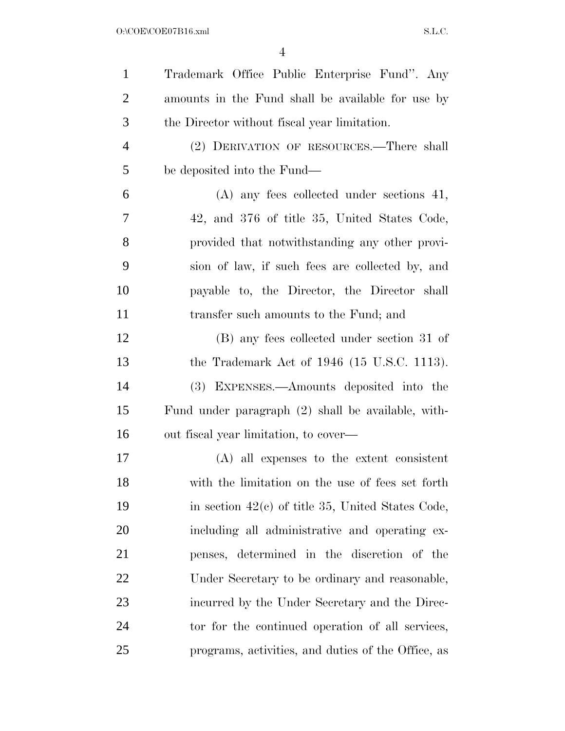Trademark Office Public Enterprise Fund". Any amounts in the Fund shall be available for use by the Director without fiscal year limitation.

(2) DERIVATION OF RESOURCES.—There shall be deposited into the Fund—

(A) any fees collected under sections 41, 42, and 376 of title 35, United States Code, provided that notwithstanding any other provision of law, if such fees are collected by, and payable to, the Director, the Director shall transfer such amounts to the Fund; and

(B) any fees collected under section 31 of the Trademark Act of 1946 (15 U.S.C. 1113).

(3) EXPENSES.—Amounts deposited into the Fund under paragraph (2) shall be available, without fiscal year limitation, to cover—

(A) all expenses to the extent consistent with the limitation on the use of fees set forth in section 42(c) of title 35, United States Code, including all administrative and operating expenses, determined in the discretion of the Under Secretary to be ordinary and reasonable, incurred by the Under Secretary and the Director for the continued operation of all services, programs, activities, and duties of the Office, as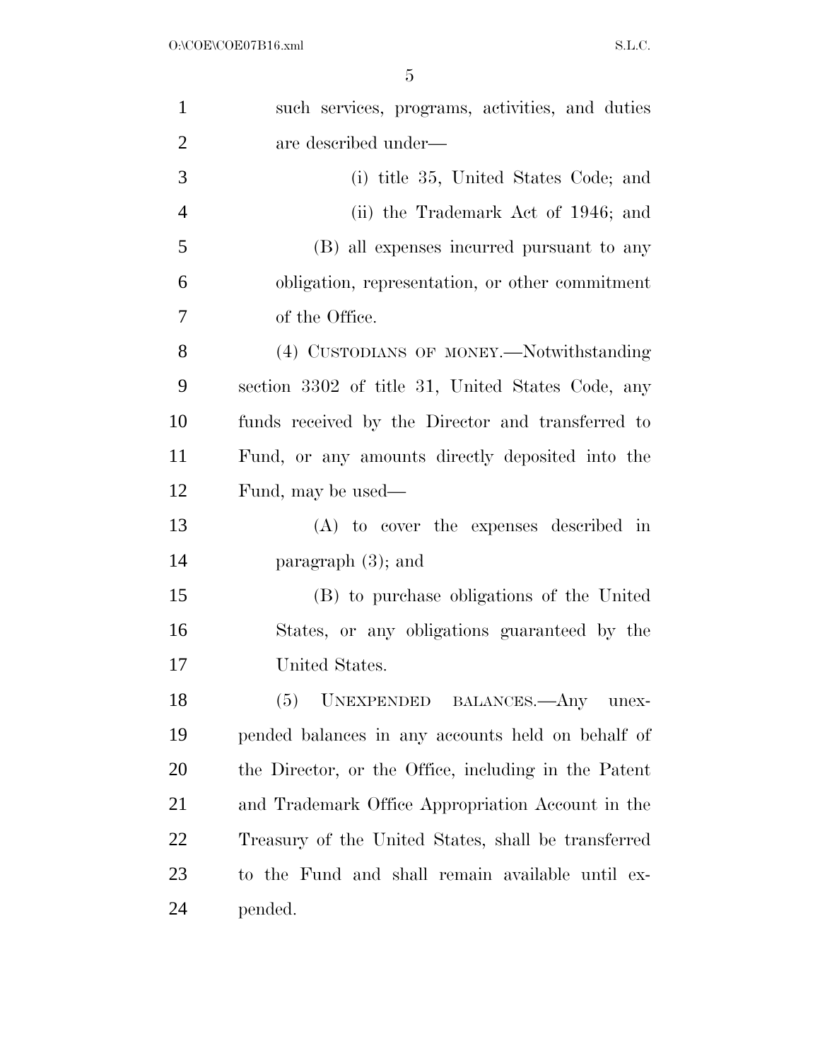such services, programs, activities, and duties are described under—

(i) title 35, United States Code; and

(ii) the Trademark Act of 1946; and

(B) all expenses incurred pursuant to any obligation, representation, or other commitment of the Office.

(4) CUSTODIANS OF MONEY.—Notwithstanding section 3302 of title 31, United States Code, any funds received by the Director and transferred to Fund, or any amounts directly deposited into the Fund, may be used—

(A) to cover the expenses described in paragraph (3); and

(B) to purchase obligations of the United States, or any obligations guaranteed by the United States.

(5) UNEXPENDED BALANCES.—Any unexpended balances in any accounts held on behalf of the Director, or the Office, including in the Patent and Trademark Office Appropriation Account in the Treasury of the United States, shall be transferred to the Fund and shall remain available until expended.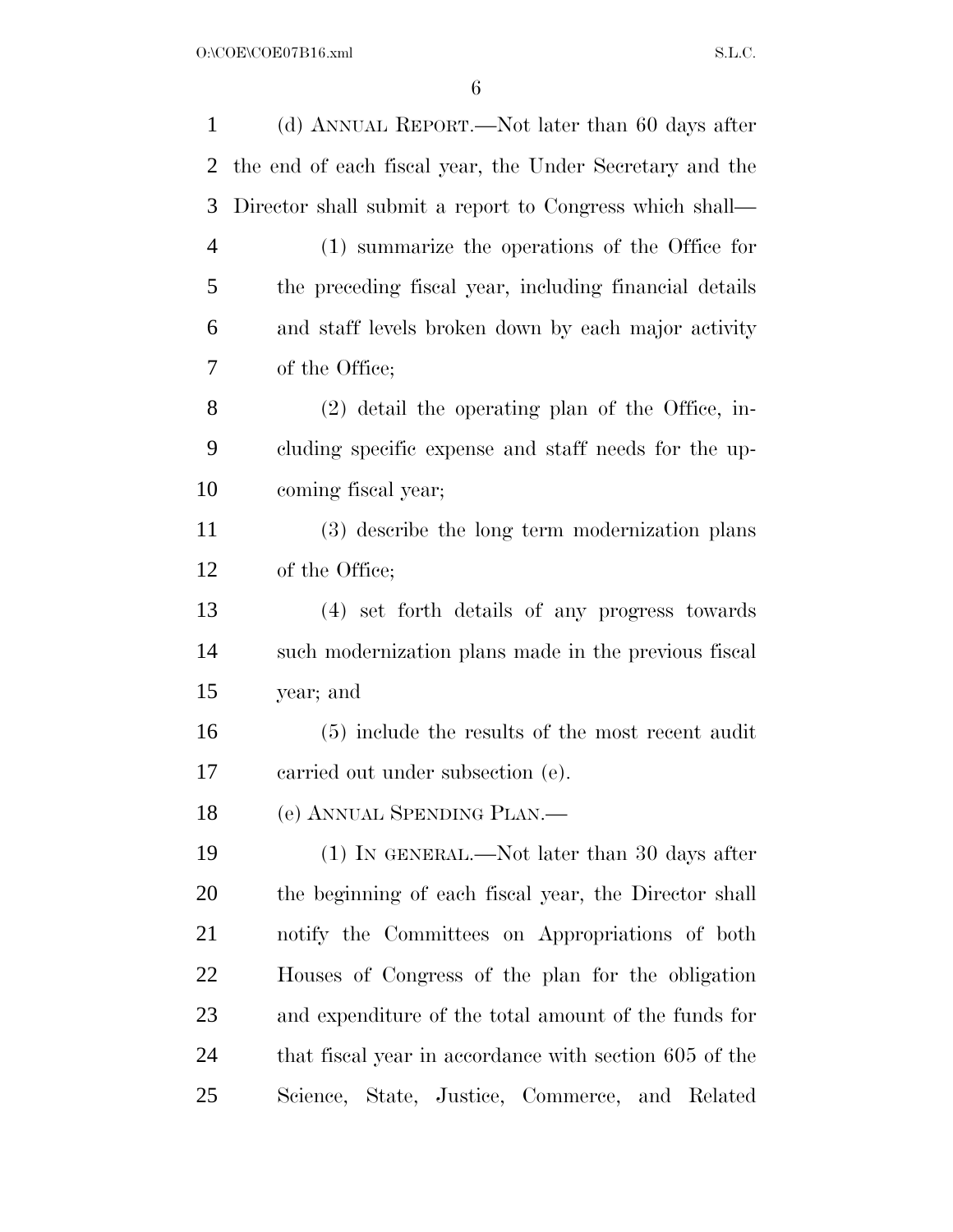(d) ANNUAL REPORT.—Not later than 60 days after the end of each fiscal year, the Under Secretary and the Director shall submit a report to Congress which shall—

(1) summarize the operations of the Office for the preceding fiscal year, including financial details and staff levels broken down by each major activity of the Office;

(2) detail the operating plan of the Office, including specific expense and staff needs for the upcoming fiscal year;

(3) describe the long term modernization plans of the Office;

(4) set forth details of any progress towards such modernization plans made in the previous fiscal year; and

(5) include the results of the most recent audit carried out under subsection (e).

(e) ANNUAL SPENDING PLAN.—

(1) IN GENERAL.—Not later than 30 days after the beginning of each fiscal year, the Director shall notify the Committees on Appropriations of both Houses of Congress of the plan for the obligation and expenditure of the total amount of the funds for that fiscal year in accordance with section 605 of the Science, State, Justice, Commerce, and Related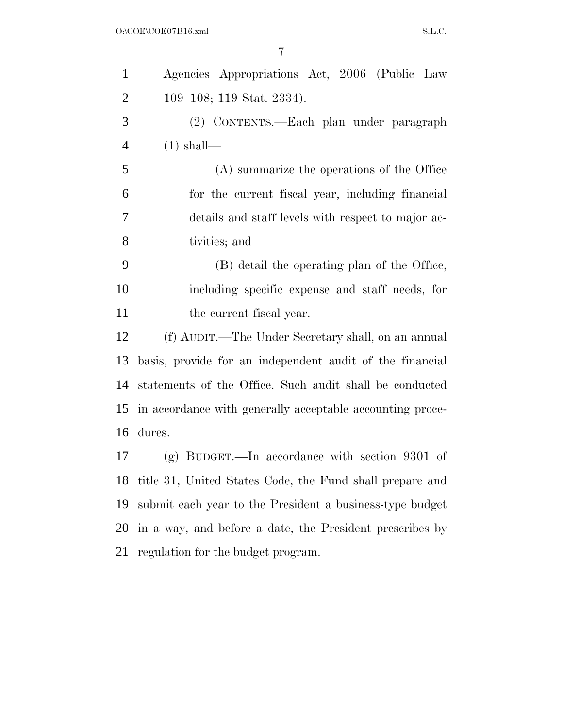Agencies Appropriations Act, 2006 (Public Law 109–108; 119 Stat. 2334).

(2) CONTENTS.—Each plan under paragraph (1) shall—

(A) summarize the operations of the Office for the current fiscal year, including financial details and staff levels with respect to major activities; and

(B) detail the operating plan of the Office, including specific expense and staff needs, for the current fiscal year.

(f) AUDIT.—The Under Secretary shall, on an annual basis, provide for an independent audit of the financial statements of the Office. Such audit shall be conducted in accordance with generally acceptable accounting procedures.

(g) BUDGET.—In accordance with section 9301 of title 31, United States Code, the Fund shall prepare and submit each year to the President a business-type budget in a way, and before a date, the President prescribes by regulation for the budget program.